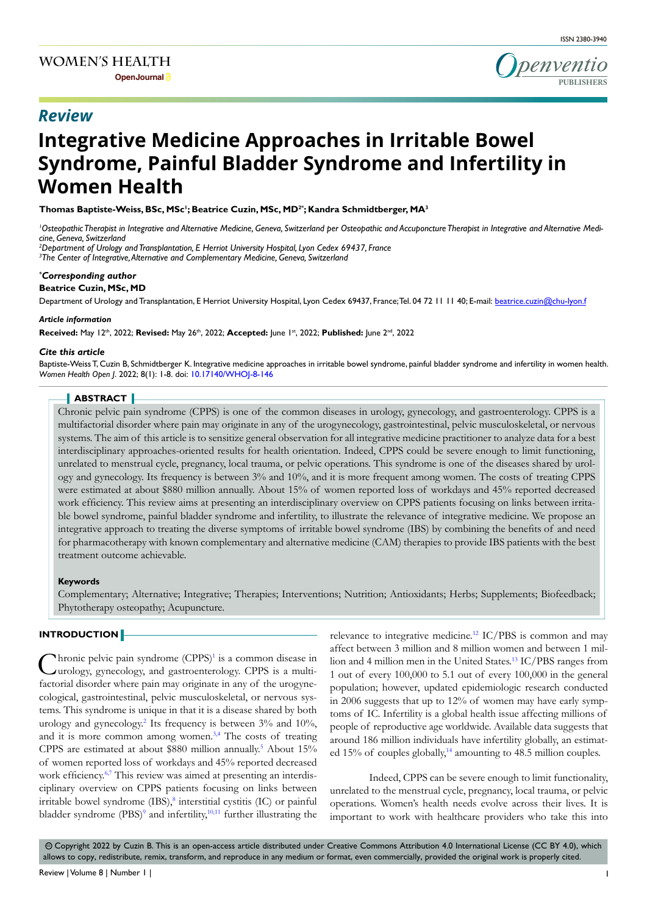ISSN 2380-3940

WOMEN'S HEALTH
OpenJournal

Openventio PUBLISHERS

*Review*

# Integrative Medicine Approaches in Irritable Bowel Syndrome, Painful Bladder Syndrome and Infertility in Women Health

**Thomas Baptiste-Weiss, BSc, MSc[1]; Beatrice Cuzin, MSc, MD[2*]; Kandra Schmidtberger, MA[3]**

[1]*Osteopathic Therapist in Integrative and Alternative Medicine, Geneva, Switzerland per Osteopathic and Accupuncture Therapist in Integrative and Alternative Medicine, Geneva, Switzerland*
[2]*Department of Urology and Transplantation, E Herriot University Hospital, Lyon Cedex 69437, France*
[3]*The Center of Integrative, Alternative and Complementary Medicine, Geneva, Switzerland*

**\*Corresponding author**
**Beatrice Cuzin, MSc, MD**
Department of Urology and Transplantation, E Herriot University Hospital, Lyon Cedex 69437, France; Tel. 04 72 11 11 40; E-mail: beatrice.cuzin@chu-lyon.f

***Article information***
**Received:** May 12th, 2022; **Revised:** May 26th, 2022; **Accepted:** June 1st, 2022; **Published:** June 2nd, 2022

***Cite this article***
Baptiste-Weiss T, Cuzin B, Schmidtberger K. Integrative medicine approaches in irritable bowel syndrome, painful bladder syndrome and infertility in women health. *Women Health Open J*. 2022; 8(1): 1-8. doi: 10.17140/WHOJ-8-146

## ABSTRACT

Chronic pelvic pain syndrome (CPPS) is one of the common diseases in urology, gynecology, and gastroenterology. CPPS is a multifactorial disorder where pain may originate in any of the urogynecology, gastrointestinal, pelvic musculoskeletal, or nervous systems. The aim of this article is to sensitize general observation for all integrative medicine practitioner to analyze data for a best interdisciplinary approaches-oriented results for health orientation. Indeed, CPPS could be severe enough to limit functioning, unrelated to menstrual cycle, pregnancy, local trauma, or pelvic operations. This syndrome is one of the diseases shared by urology and gynecology. Its frequency is between 3% and 10%, and it is more frequent among women. The costs of treating CPPS were estimated at about $880 million annually. About 15% of women reported loss of workdays and 45% reported decreased work efficiency. This review aims at presenting an interdisciplinary overview on CPPS patients focusing on links between irritable bowel syndrome, painful bladder syndrome and infertility, to illustrate the relevance of integrative medicine. We propose an integrative approach to treating the diverse symptoms of irritable bowel syndrome (IBS) by combining the benefits of and need for pharmacotherapy with known complementary and alternative medicine (CAM) therapies to provide IBS patients with the best treatment outcome achievable.

**Keywords**

Complementary; Alternative; Integrative; Therapies; Interventions; Nutrition; Antioxidants; Herbs; Supplements; Biofeedback; Phytotherapy osteopathy; Acupuncture.

## INTRODUCTION

Chronic pelvic pain syndrome (CPPS)[1] is a common disease in urology, gynecology, and gastroenterology. CPPS is a multifactorial disorder where pain may originate in any of the urogynecological, gastrointestinal, pelvic musculoskeletal, or nervous systems. This syndrome is unique in that it is a disease shared by both urology and gynecology.[2] Its frequency is between 3% and 10%, and it is more common among women.[3,4] The costs of treating CPPS are estimated at about $880 million annually.[5] About 15% of women reported loss of workdays and 45% reported decreased work efficiency.[6,7] This review was aimed at presenting an interdisciplinary overview on CPPS patients focusing on links between irritable bowel syndrome (IBS),[8] interstitial cystitis (IC) or painful bladder syndrome (PBS)[9] and infertility,[10,11] further illustrating the relevance to integrative medicine.[12] IC/PBS is common and may affect between 3 million and 8 million women and between 1 million and 4 million men in the United States.[13] IC/PBS ranges from 1 out of every 100,000 to 5.1 out of every 100,000 in the general population; however, updated epidemiologic research conducted in 2006 suggests that up to 12% of women may have early symptoms of IC. Infertility is a global health issue affecting millions of people of reproductive age worldwide. Available data suggests that around 186 million individuals have infertility globally, an estimated 15% of couples globally,[14] amounting to 48.5 million couples.

Indeed, CPPS can be severe enough to limit functionality, unrelated to the menstrual cycle, pregnancy, local trauma, or pelvic operations. Women's health needs evolve across their lives. It is important to work with healthcare providers who take this into

© Copyright 2022 by Cuzin B. This is an open-access article distributed under Creative Commons Attribution 4.0 International License (CC BY 4.0), which allows to copy, redistribute, remix, transform, and reproduce in any medium or format, even commercially, provided the original work is properly cited.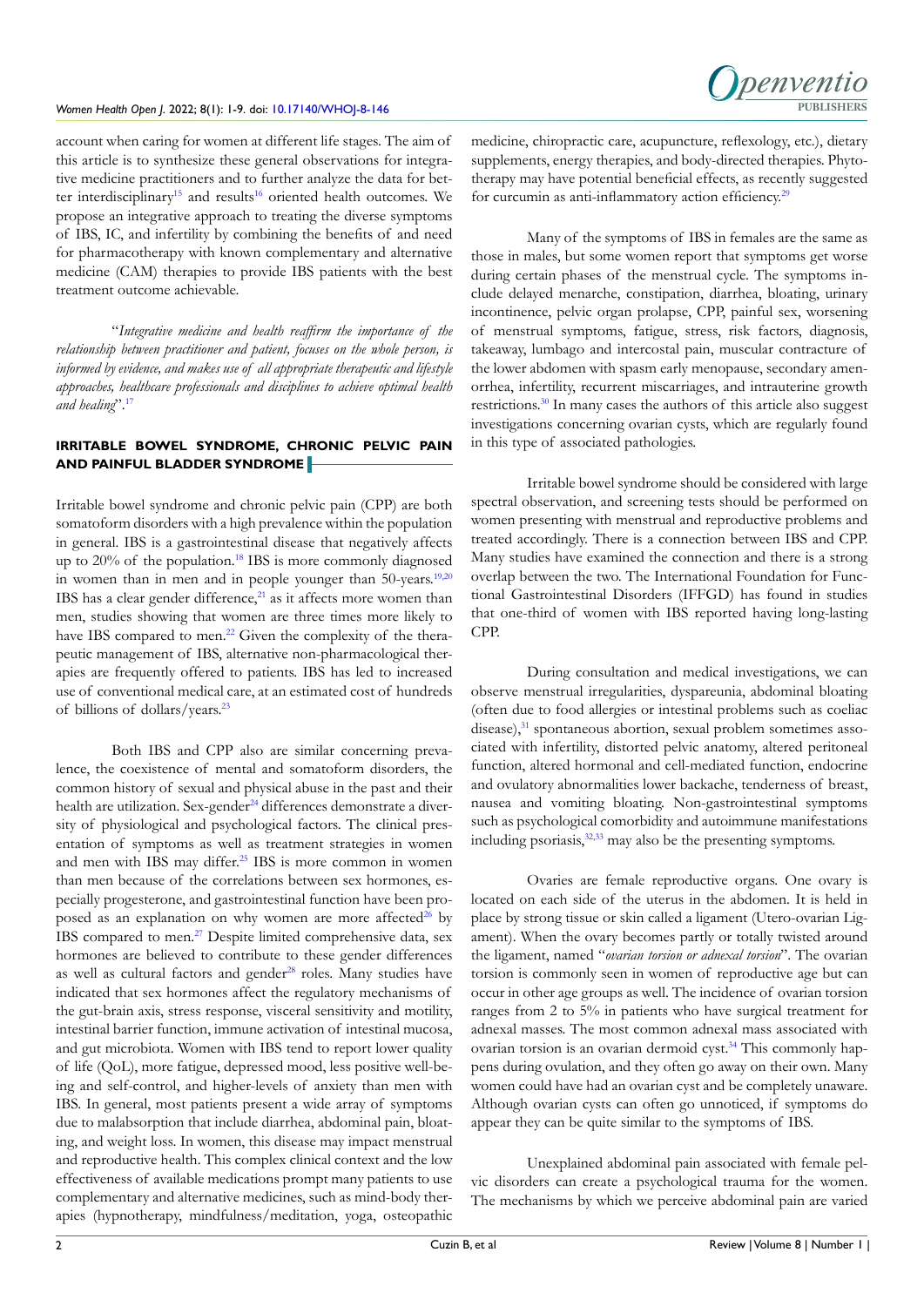account when caring for women at different life stages. The aim of this article is to synthesize these general observations for integrative medicine practitioners and to further analyze the data for better interdisciplinary[15] and results[16] oriented health outcomes. We propose an integrative approach to treating the diverse symptoms of IBS, IC, and infertility by combining the benefits of and need for pharmacotherapy with known complementary and alternative medicine (CAM) therapies to provide IBS patients with the best treatment outcome achievable.

"*Integrative medicine and health reaffirm the importance of the relationship between practitioner and patient, focuses on the whole person, is informed by evidence, and makes use of all appropriate therapeutic and lifestyle approaches, healthcare professionals and disciplines to achieve optimal health and healing*".[17]

## IRRITABLE BOWEL SYNDROME, CHRONIC PELVIC PAIN AND PAINFUL BLADDER SYNDROME

Irritable bowel syndrome and chronic pelvic pain (CPP) are both somatoform disorders with a high prevalence within the population in general. IBS is a gastrointestinal disease that negatively affects up to 20% of the population.[18] IBS is more commonly diagnosed in women than in men and in people younger than 50-years.[19,20] IBS has a clear gender difference,[21] as it affects more women than men, studies showing that women are three times more likely to have IBS compared to men.[22] Given the complexity of the therapeutic management of IBS, alternative non-pharmacological therapies are frequently offered to patients. IBS has led to increased use of conventional medical care, at an estimated cost of hundreds of billions of dollars/years.[23]

Both IBS and CPP also are similar concerning prevalence, the coexistence of mental and somatoform disorders, the common history of sexual and physical abuse in the past and their health are utilization. Sex-gender[24] differences demonstrate a diversity of physiological and psychological factors. The clinical presentation of symptoms as well as treatment strategies in women and men with IBS may differ.[25] IBS is more common in women than in men because of the correlations between sex hormones, especially progesterone, and gastrointestinal function have been proposed as an explanation on why women are more affected[26] by IBS compared to men.[27] Despite limited comprehensive data, sex hormones are believed to contribute to these gender differences as well as cultural factors and gender[28] roles. Many studies have indicated that sex hormones affect the regulatory mechanisms of the gut-brain axis, stress response, visceral sensitivity and motility, intestinal barrier function, immune activation of intestinal mucosa, and gut microbiota. Women with IBS tend to report lower quality of life (QoL), more fatigue, depressed mood, less positive well-being and self-control, and higher-levels of anxiety than men with IBS. In general, most patients present a wide array of symptoms due to malabsorption that include diarrhea, abdominal pain, bloating, and weight loss. In women, this disease may impact menstrual and reproductive health. This complex clinical context and the low effectiveness of available medications prompt many patients to use complementary and alternative medicines, such as mind-body therapies (hypnotherapy, mindfulness/meditation, yoga, osteopathic medicine, chiropractic care, acupuncture, reflexology, etc.), dietary supplements, energy therapies, and body-directed therapies. Phytotherapy may have potential beneficial effects, as recently suggested for curcumin as anti-inflammatory action efficiency.[29]

Many of the symptoms of IBS in females are the same as those in males, but some women report that symptoms get worse during certain phases of the menstrual cycle. The symptoms include delayed menarche, constipation, diarrhea, bloating, urinary incontinence, pelvic organ prolapse, CPP, painful sex, worsening of menstrual symptoms, fatigue, stress, risk factors, diagnosis, takeaway, lumbago and intercostal pain, muscular contracture of the lower abdomen with spasm early menopause, secondary amenorrhea, infertility, recurrent miscarriages, and intrauterine growth restrictions.[30] In many cases the authors of this article also suggest investigations concerning ovarian cysts, which are regularly found in this type of associated pathologies.

Irritable bowel syndrome should be considered with large spectral observation, and screening tests should be performed on women presenting with menstrual and reproductive problems and treated accordingly. There is a connection between IBS and CPP. Many studies have examined the connection and there is a strong overlap between the two. The International Foundation for Functional Gastrointestinal Disorders (IFFGD) has found in studies that one-third of women with IBS reported having long-lasting CPP.

During consultation and medical investigations, we can observe menstrual irregularities, dyspareunia, abdominal bloating (often due to food allergies or intestinal problems such as coeliac disease),[31] spontaneous abortion, sexual problem sometimes associated with infertility, distorted pelvic anatomy, altered peritoneal function, altered hormonal and cell-mediated function, endocrine and ovulatory abnormalities lower backache, tenderness of breast, nausea and vomiting bloating. Non-gastrointestinal symptoms such as psychological comorbidity and autoimmune manifestations including psoriasis,[32,33] may also be the presenting symptoms.

Ovaries are female reproductive organs. One ovary is located on each side of the uterus in the abdomen. It is held in place by strong tissue or skin called a ligament (Utero-ovarian Ligament). When the ovary becomes partly or totally twisted around the ligament, named "*ovarian torsion or adnexal torsion*". The ovarian torsion is commonly seen in women of reproductive age but can occur in other age groups as well. The incidence of ovarian torsion ranges from 2 to 5% in patients who have surgical treatment for adnexal masses. The most common adnexal mass associated with ovarian torsion is an ovarian dermoid cyst.[34] This commonly happens during ovulation, and they often go away on their own. Many women could have had an ovarian cyst and be completely unaware. Although ovarian cysts can often go unnoticed, if symptoms do appear they can be quite similar to the symptoms of IBS.

Unexplained abdominal pain associated with female pelvic disorders can create a psychological trauma for the women. The mechanisms by which we perceive abdominal pain are varied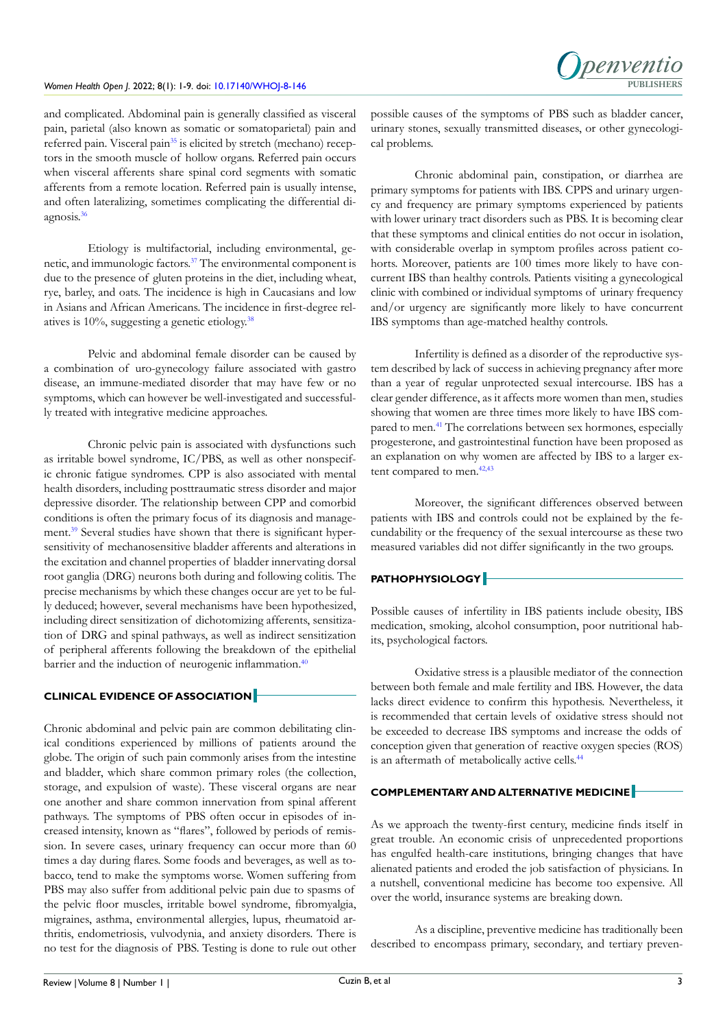and complicated. Abdominal pain is generally classified as visceral pain, parietal (also known as somatic or somatoparietal) pain and referred pain. Visceral pain[35] is elicited by stretch (mechano) receptors in the smooth muscle of hollow organs. Referred pain occurs when visceral afferents share spinal cord segments with somatic afferents from a remote location. Referred pain is usually intense, and often lateralizing, sometimes complicating the differential diagnosis.[36]

Etiology is multifactorial, including environmental, genetic, and immunologic factors.[37] The environmental component is due to the presence of gluten proteins in the diet, including wheat, rye, barley, and oats. The incidence is high in Caucasians and low in Asians and African Americans. The incidence in first-degree relatives is 10%, suggesting a genetic etiology.[38]

Pelvic and abdominal female disorder can be caused by a combination of uro-gynecology failure associated with gastro disease, an immune-mediated disorder that may have few or no symptoms, which can however be well-investigated and successfully treated with integrative medicine approaches.

Chronic pelvic pain is associated with dysfunctions such as irritable bowel syndrome, IC/PBS, as well as other nonspecific chronic fatigue syndromes. CPP is also associated with mental health disorders, including posttraumatic stress disorder and major depressive disorder. The relationship between CPP and comorbid conditions is often the primary focus of its diagnosis and management.[39] Several studies have shown that there is significant hypersensitivity of mechanosensitive bladder afferents and alterations in the excitation and channel properties of bladder innervating dorsal root ganglia (DRG) neurons both during and following colitis. The precise mechanisms by which these changes occur are yet to be fully deduced; however, several mechanisms have been hypothesized, including direct sensitization of dichotomizing afferents, sensitization of DRG and spinal pathways, as well as indirect sensitization of peripheral afferents following the breakdown of the epithelial barrier and the induction of neurogenic inflammation.[40]

## CLINICAL EVIDENCE OF ASSOCIATION

Chronic abdominal and pelvic pain are common debilitating clinical conditions experienced by millions of patients around the globe. The origin of such pain commonly arises from the intestine and bladder, which share common primary roles (the collection, storage, and expulsion of waste). These visceral organs are near one another and share common innervation from spinal afferent pathways. The symptoms of PBS often occur in episodes of increased intensity, known as "flares", followed by periods of remission. In severe cases, urinary frequency can occur more than 60 times a day during flares. Some foods and beverages, as well as tobacco, tend to make the symptoms worse. Women suffering from PBS may also suffer from additional pelvic pain due to spasms of the pelvic floor muscles, irritable bowel syndrome, fibromyalgia, migraines, asthma, environmental allergies, lupus, rheumatoid arthritis, endometriosis, vulvodynia, and anxiety disorders. There is no test for the diagnosis of PBS. Testing is done to rule out other possible causes of the symptoms of PBS such as bladder cancer, urinary stones, sexually transmitted diseases, or other gynecological problems.

Chronic abdominal pain, constipation, or diarrhea are primary symptoms for patients with IBS. CPPS and urinary urgency and frequency are primary symptoms experienced by patients with lower urinary tract disorders such as PBS. It is becoming clear that these symptoms and clinical entities do not occur in isolation, with considerable overlap in symptom profiles across patient cohorts. Moreover, patients are 100 times more likely to have concurrent IBS than healthy controls. Patients visiting a gynecological clinic with combined or individual symptoms of urinary frequency and/or urgency are significantly more likely to have concurrent IBS symptoms than age-matched healthy controls.

Infertility is defined as a disorder of the reproductive system described by lack of success in achieving pregnancy after more than a year of regular unprotected sexual intercourse. IBS has a clear gender difference, as it affects more women than men, studies showing that women are three times more likely to have IBS compared to men.[41] The correlations between sex hormones, especially progesterone, and gastrointestinal function have been proposed as an explanation on why women are affected by IBS to a larger extent compared to men.[42,43]

Moreover, the significant differences observed between patients with IBS and controls could not be explained by the fecundability or the frequency of the sexual intercourse as these two measured variables did not differ significantly in the two groups.

## PATHOPHYSIOLOGY

Possible causes of infertility in IBS patients include obesity, IBS medication, smoking, alcohol consumption, poor nutritional habits, psychological factors.

Oxidative stress is a plausible mediator of the connection between both female and male fertility and IBS. However, the data lacks direct evidence to confirm this hypothesis. Nevertheless, it is recommended that certain levels of oxidative stress should not be exceeded to decrease IBS symptoms and increase the odds of conception given that generation of reactive oxygen species (ROS) is an aftermath of metabolically active cells.[44]

## COMPLEMENTARY AND ALTERNATIVE MEDICINE

As we approach the twenty-first century, medicine finds itself in great trouble. An economic crisis of unprecedented proportions has engulfed health-care institutions, bringing changes that have alienated patients and eroded the job satisfaction of physicians. In a nutshell, conventional medicine has become too expensive. All over the world, insurance systems are breaking down.

As a discipline, preventive medicine has traditionally been described to encompass primary, secondary, and tertiary preven-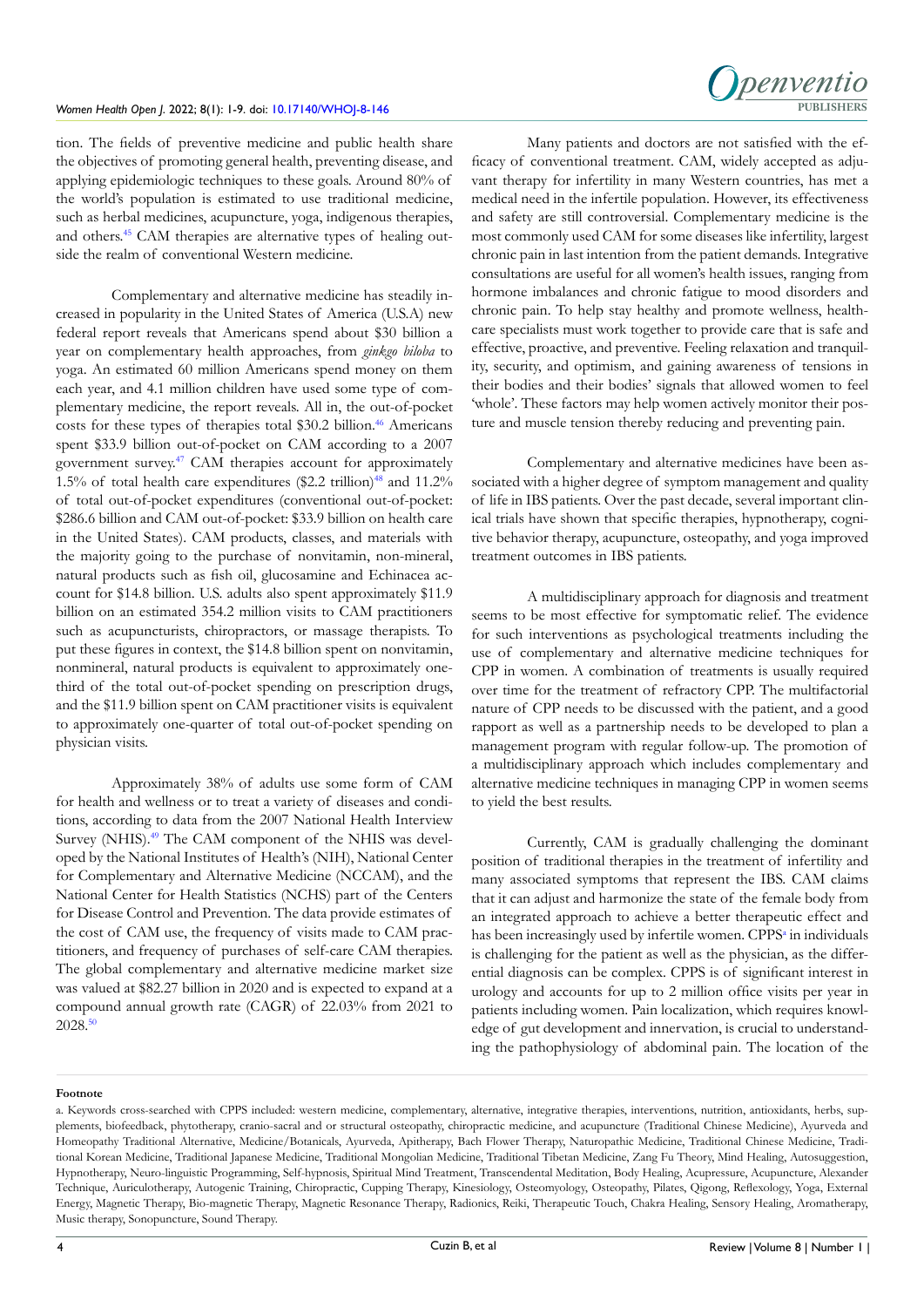tion. The fields of preventive medicine and public health share the objectives of promoting general health, preventing disease, and applying epidemiologic techniques to these goals. Around 80% of the world's population is estimated to use traditional medicine, such as herbal medicines, acupuncture, yoga, indigenous therapies, and others.[45] CAM therapies are alternative types of healing outside the realm of conventional Western medicine.

Complementary and alternative medicine has steadily increased in popularity in the United States of America (U.S.A) new federal report reveals that Americans spend about $30 billion a year on complementary health approaches, from *ginkgo biloba* to yoga. An estimated 60 million Americans spend money on them each year, and 4.1 million children have used some type of complementary medicine, the report reveals. All in, the out-of-pocket costs for these types of therapies total $30.2 billion.[46] Americans spent $33.9 billion out-of-pocket on CAM according to a 2007 government survey.[47] CAM therapies account for approximately 1.5% of total health care expenditures ($2.2 trillion)[48] and 11.2% of total out-of-pocket expenditures (conventional out-of-pocket: $286.6 billion and CAM out-of-pocket: $33.9 billion on health care in the United States). CAM products, classes, and materials with the majority going to the purchase of nonvitamin, non-mineral, natural products such as fish oil, glucosamine and Echinacea account for $14.8 billion. U.S. adults also spent approximately $11.9 billion on an estimated 354.2 million visits to CAM practitioners such as acupuncturists, chiropractors, or massage therapists. To put these figures in context, the $14.8 billion spent on nonvitamin, nonmineral, natural products is equivalent to approximately one-third of the total out-of-pocket spending on prescription drugs, and the $11.9 billion spent on CAM practitioner visits is equivalent to approximately one-quarter of total out-of-pocket spending on physician visits.

Approximately 38% of adults use some form of CAM for health and wellness or to treat a variety of diseases and conditions, according to data from the 2007 National Health Interview Survey (NHIS).[49] The CAM component of the NHIS was developed by the National Institutes of Health's (NIH), National Center for Complementary and Alternative Medicine (NCCAM), and the National Center for Health Statistics (NCHS) part of the Centers for Disease Control and Prevention. The data provide estimates of the cost of CAM use, the frequency of visits made to CAM practitioners, and frequency of purchases of self-care CAM therapies. The global complementary and alternative medicine market size was valued at $82.27 billion in 2020 and is expected to expand at a compound annual growth rate (CAGR) of 22.03% from 2021 to 2028.[50]

Many patients and doctors are not satisfied with the efficacy of conventional treatment. CAM, widely accepted as adjuvant therapy for infertility in many Western countries, has met a medical need in the infertile population. However, its effectiveness and safety are still controversial. Complementary medicine is the most commonly used CAM for some diseases like infertility, largest chronic pain in last intention from the patient demands. Integrative consultations are useful for all women's health issues, ranging from hormone imbalances and chronic fatigue to mood disorders and chronic pain. To help stay healthy and promote wellness, healthcare specialists must work together to provide care that is safe and effective, proactive, and preventive. Feeling relaxation and tranquility, security, and optimism, and gaining awareness of tensions in their bodies and their bodies' signals that allowed women to feel 'whole'. These factors may help women actively monitor their posture and muscle tension thereby reducing and preventing pain.

Complementary and alternative medicines have been associated with a higher degree of symptom management and quality of life in IBS patients. Over the past decade, several important clinical trials have shown that specific therapies, hypnotherapy, cognitive behavior therapy, acupuncture, osteopathy, and yoga improved treatment outcomes in IBS patients.

A multidisciplinary approach for diagnosis and treatment seems to be most effective for symptomatic relief. The evidence for such interventions as psychological treatments including the use of complementary and alternative medicine techniques for CPP in women. A combination of treatments is usually required over time for the treatment of refractory CPP. The multifactorial nature of CPP needs to be discussed with the patient, and a good rapport as well as a partnership needs to be developed to plan a management program with regular follow-up. The promotion of a multidisciplinary approach which includes complementary and alternative medicine techniques in managing CPP in women seems to yield the best results.

Currently, CAM is gradually challenging the dominant position of traditional therapies in the treatment of infertility and many associated symptoms that represent the IBS. CAM claims that it can adjust and harmonize the state of the female body from an integrated approach to achieve a better therapeutic effect and has been increasingly used by infertile women. CPPS[a] in individuals is challenging for the patient as well as the physician, as the differential diagnosis can be complex. CPPS is of significant interest in urology and accounts for up to 2 million office visits per year in patients including women. Pain localization, which requires knowledge of gut development and innervation, is crucial to understanding the pathophysiology of abdominal pain. The location of the

**Footnote**

a. Keywords cross-searched with CPPS included: western medicine, complementary, alternative, integrative therapies, interventions, nutrition, antioxidants, herbs, supplements, biofeedback, phytotherapy, cranio-sacral and or structural osteopathy, chiropractic medicine, and acupuncture (Traditional Chinese Medicine), Ayurveda and Homeopathy Traditional Alternative, Medicine/Botanicals, Ayurveda, Apitherapy, Bach Flower Therapy, Naturopathic Medicine, Traditional Chinese Medicine, Traditional Korean Medicine, Traditional Japanese Medicine, Traditional Mongolian Medicine, Traditional Tibetan Medicine, Zang Fu Theory, Mind Healing, Autosuggestion, Hypnotherapy, Neuro-linguistic Programming, Self-hypnosis, Spiritual Mind Treatment, Transcendental Meditation, Body Healing, Acupressure, Acupuncture, Alexander Technique, Auriculotherapy, Autogenic Training, Chiropractic, Cupping Therapy, Kinesiology, Osteomyology, Osteopathy, Pilates, Qigong, Reflexology, Yoga, External Energy, Magnetic Therapy, Bio-magnetic Therapy, Magnetic Resonance Therapy, Radionics, Reiki, Therapeutic Touch, Chakra Healing, Sensory Healing, Aromatherapy, Music therapy, Sonopuncture, Sound Therapy.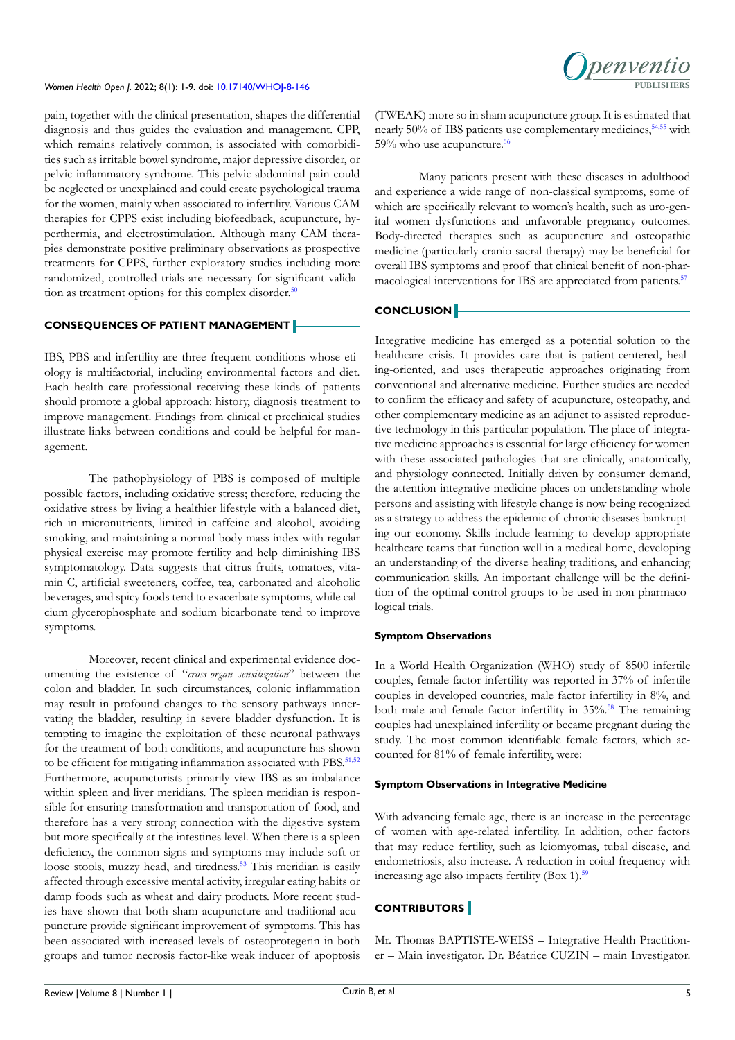pain, together with the clinical presentation, shapes the differential diagnosis and thus guides the evaluation and management. CPP, which remains relatively common, is associated with comorbidities such as irritable bowel syndrome, major depressive disorder, or pelvic inflammatory syndrome. This pelvic abdominal pain could be neglected or unexplained and could create psychological trauma for the women, mainly when associated to infertility. Various CAM therapies for CPPS exist including biofeedback, acupuncture, hyperthermia, and electrostimulation. Although many CAM therapies demonstrate positive preliminary observations as prospective treatments for CPPS, further exploratory studies including more randomized, controlled trials are necessary for significant validation as treatment options for this complex disorder.[50]

## CONSEQUENCES OF PATIENT MANAGEMENT

IBS, PBS and infertility are three frequent conditions whose etiology is multifactorial, including environmental factors and diet. Each health care professional receiving these kinds of patients should promote a global approach: history, diagnosis treatment to improve management. Findings from clinical et preclinical studies illustrate links between conditions and could be helpful for management.

The pathophysiology of PBS is composed of multiple possible factors, including oxidative stress; therefore, reducing the oxidative stress by living a healthier lifestyle with a balanced diet, rich in micronutrients, limited in caffeine and alcohol, avoiding smoking, and maintaining a normal body mass index with regular physical exercise may promote fertility and help diminishing IBS symptomatology. Data suggests that citrus fruits, tomatoes, vitamin C, artificial sweeteners, coffee, tea, carbonated and alcoholic beverages, and spicy foods tend to exacerbate symptoms, while calcium glycerophosphate and sodium bicarbonate tend to improve symptoms.

Moreover, recent clinical and experimental evidence documenting the existence of "*cross-organ sensitization*" between the colon and bladder. In such circumstances, colonic inflammation may result in profound changes to the sensory pathways innervating the bladder, resulting in severe bladder dysfunction. It is tempting to imagine the exploitation of these neuronal pathways for the treatment of both conditions, and acupuncture has shown to be efficient for mitigating inflammation associated with PBS.[51,52] Furthermore, acupuncturists primarily view IBS as an imbalance within spleen and liver meridians. The spleen meridian is responsible for ensuring transformation and transportation of food, and therefore has a very strong connection with the digestive system but more specifically at the intestines level. When there is a spleen deficiency, the common signs and symptoms may include soft or loose stools, muzzy head, and tiredness.[53] This meridian is easily affected through excessive mental activity, irregular eating habits or damp foods such as wheat and dairy products. More recent studies have shown that both sham acupuncture and traditional acupuncture provide significant improvement of symptoms. This has been associated with increased levels of osteoprotegerin in both groups and tumor necrosis factor-like weak inducer of apoptosis (TWEAK) more so in sham acupuncture group. It is estimated that nearly 50% of IBS patients use complementary medicines,[54,55] with 59% who use acupuncture.[56]

Many patients present with these diseases in adulthood and experience a wide range of non-classical symptoms, some of which are specifically relevant to women's health, such as uro-genital women dysfunctions and unfavorable pregnancy outcomes. Body-directed therapies such as acupuncture and osteopathic medicine (particularly cranio-sacral therapy) may be beneficial for overall IBS symptoms and proof that clinical benefit of non-pharmacological interventions for IBS are appreciated from patients.[57]

## CONCLUSION

Integrative medicine has emerged as a potential solution to the healthcare crisis. It provides care that is patient-centered, healing-oriented, and uses therapeutic approaches originating from conventional and alternative medicine. Further studies are needed to confirm the efficacy and safety of acupuncture, osteopathy, and other complementary medicine as an adjunct to assisted reproductive technology in this particular population. The place of integrative medicine approaches is essential for large efficiency for women with these associated pathologies that are clinically, anatomically, and physiology connected. Initially driven by consumer demand, the attention integrative medicine places on understanding whole persons and assisting with lifestyle change is now being recognized as a strategy to address the epidemic of chronic diseases bankrupting our economy. Skills include learning to develop appropriate healthcare teams that function well in a medical home, developing an understanding of the diverse healing traditions, and enhancing communication skills. An important challenge will be the definition of the optimal control groups to be used in non-pharmacological trials.

### Symptom Observations

In a World Health Organization (WHO) study of 8500 infertile couples, female factor infertility was reported in 37% of infertile couples in developed countries, male factor infertility in 8%, and both male and female factor infertility in 35%.[58] The remaining couples had unexplained infertility or became pregnant during the study. The most common identifiable female factors, which accounted for 81% of female infertility, were:

### Symptom Observations in Integrative Medicine

With advancing female age, there is an increase in the percentage of women with age-related infertility. In addition, other factors that may reduce fertility, such as leiomyomas, tubal disease, and endometriosis, also increase. A reduction in coital frequency with increasing age also impacts fertility (Box 1).[59]

## CONTRIBUTORS

Mr. Thomas BAPTISTE-WEISS – Integrative Health Practitioner – Main investigator. Dr. Béatrice CUZIN – main Investigator.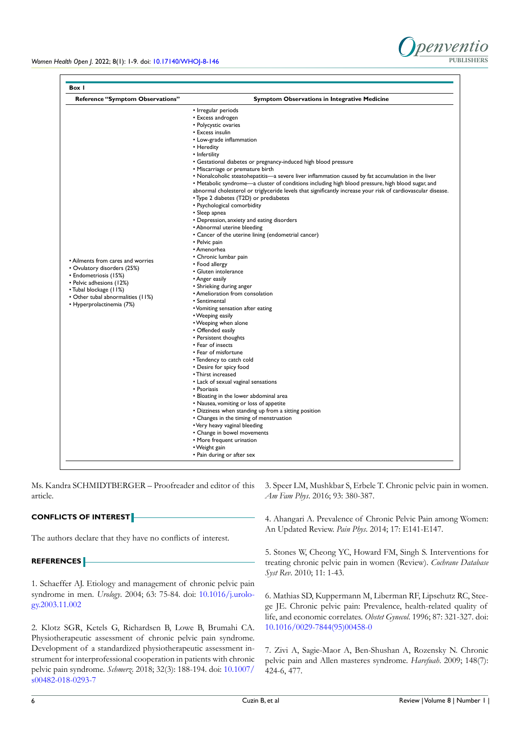**Box 1**

| Reference "Symptom Observations" | Symptom Observations in Integrative Medicine |
|---|---|
| • Ailments from cares and worries<br>• Ovulatory disorders (25%)<br>• Endometriosis (15%)<br>• Pelvic adhesions (12%)<br>• Tubal blockage (11%)<br>• Other tubal abnormalities (11%)<br>• Hyperprolactinemia (7%) | • Irregular periods<br>• Excess androgen<br>• Polycystic ovaries<br>• Excess insulin<br>• Low-grade inflammation<br>• Heredity<br>• Infertility<br>• Gestational diabetes or pregnancy-induced high blood pressure<br>• Miscarriage or premature birth<br>• Nonalcoholic steatohepatitis—a severe liver inflammation caused by fat accumulation in the liver<br>• Metabolic syndrome—a cluster of conditions including high blood pressure, high blood sugar, and abnormal cholesterol or triglyceride levels that significantly increase your risk of cardiovascular disease.<br>• Type 2 diabetes (T2D) or prediabetes<br>• Psychological comorbidity<br>• Sleep apnea<br>• Depression, anxiety and eating disorders<br>• Abnormal uterine bleeding<br>• Cancer of the uterine lining (endometrial cancer)<br>• Pelvic pain<br>• Amenorrhea<br>• Chronic lumbar pain<br>• Food allergy<br>• Gluten intolerance<br>• Anger easily<br>• Shrieking during anger<br>• Amelioration from consolation<br>• Sentimental<br>• Vomiting sensation after eating<br>• Weeping easily<br>• Weeping when alone<br>• Offended easily<br>• Persistent thoughts<br>• Fear of insects<br>• Fear of misfortune<br>• Tendency to catch cold<br>• Desire for spicy food<br>• Thirst increased<br>• Lack of sexual vaginal sensations<br>• Psoriasis<br>• Bloating in the lower abdominal area<br>• Nausea, vomiting or loss of appetite<br>• Dizziness when standing up from a sitting position<br>• Changes in the timing of menstruation<br>• Very heavy vaginal bleeding<br>• Change in bowel movements<br>• More frequent urination<br>• Weight gain<br>• Pain during or after sex |

Ms. Kandra SCHMIDTBERGER – Proofreader and editor of this article.

## CONFLICTS OF INTEREST

The authors declare that they have no conflicts of interest.

## REFERENCES

1. Schaeffer AJ. Etiology and management of chronic pelvic pain syndrome in men. *Urology*. 2004; 63: 75-84. doi: 10.1016/j.urology.2003.11.002

2. Klotz SGR, Ketels G, Richardsen B, Lowe B, Brumahi CA. Physiotherapeutic assessment of chronic pelvic pain syndrome. Development of a standardized physiotherapeutic assessment instrument for interprofessional cooperation in patients with chronic pelvic pain syndrome. *Schmerz*. 2018; 32(3): 188-194. doi: 10.1007/s00482-018-0293-7

3. Speer LM, Mushkbar S, Erbele T. Chronic pelvic pain in women. *Am Fam Phys*. 2016; 93: 380-387.

4. Ahangari A. Prevalence of Chronic Pelvic Pain among Women: An Updated Review. *Pain Phys*. 2014; 17: E141-E147.

5. Stones W, Cheong YC, Howard FM, Singh S. Interventions for treating chronic pelvic pain in women (Review). *Cochrane Database Syst Rev*. 2010; 11: 1-43.

6. Mathias SD, Kuppermann M, Liberman RF, Lipschutz RC, Steege JE. Chronic pelvic pain: Prevalence, health-related quality of life, and economic correlates. *Obstet Gynecol*. 1996; 87: 321-327. doi: 10.1016/0029-7844(95)00458-0

7. Zivi A, Sagie-Maor A, Ben-Shushan A, Rozensky N. Chronic pelvic pain and Allen masteres syndrome. *Harefuah*. 2009; 148(7): 424-6, 477.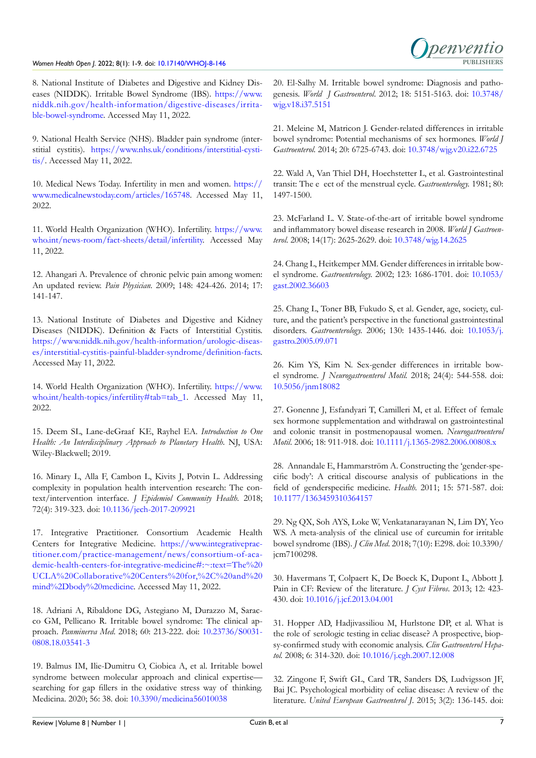8. National Institute of Diabetes and Digestive and Kidney Diseases (NIDDK). Irritable Bowel Syndrome (IBS). https://www.niddk.nih.gov/health-information/digestive-diseases/irritable-bowel-syndrome. Accessed May 11, 2022.

9. National Health Service (NHS). Bladder pain syndrome (interstitial cystitis). https://www.nhs.uk/conditions/interstitial-cystitis/. Accessed May 11, 2022.

10. Medical News Today. Infertility in men and women. https://www.medicalnewstoday.com/articles/165748. Accessed May 11, 2022.

11. World Health Organization (WHO). Infertility. https://www.who.int/news-room/fact-sheets/detail/infertility. Accessed May 11, 2022.

12. Ahangari A. Prevalence of chronic pelvic pain among women: An updated review. *Pain Physician*. 2009; 148: 424-426. 2014; 17: 141-147.

13. National Institute of Diabetes and Digestive and Kidney Diseases (NIDDK). Definition & Facts of Interstitial Cystitis. https://www.niddk.nih.gov/health-information/urologic-diseases/interstitial-cystitis-painful-bladder-syndrome/definition-facts. Accessed May 11, 2022.

14. World Health Organization (WHO). Infertility. https://www.who.int/health-topics/infertility#tab=tab_1. Accessed May 11, 2022.

15. Deem SL, Lane-deGraaf KE, Rayhel EA. *Introduction to One Health: An Interdisciplinary Approach to Planetary Health*. NJ, USA: Wiley-Blackwell; 2019.

16. Minary L, Alla F, Cambon L, Kivits J, Potvin L. Addressing complexity in population health intervention research: The context/intervention interface. *J Epidemiol Community Health*. 2018; 72(4): 319-323. doi: 10.1136/jech-2017-209921

17. Integrative Practitioner. Consortium Academic Health Centers for Integrative Medicine. https://www.integrativepractitioner.com/practice-management/news/consortium-of-academic-health-centers-for-integrative-medicine#:~:text=The%20UCLA%20Collaborative%20Centers%20for,%2C%20and%20mind%2Dbody%20medicine. Accessed May 11, 2022.

18. Adriani A, Ribaldone DG, Astegiano M, Durazzo M, Saracco GM, Pellicano R. Irritable bowel syndrome: The clinical approach. *Panminerva Med*. 2018; 60: 213-222. doi: 10.23736/S0031-0808.18.03541-3

19. Balmus IM, Ilie-Dumitru O, Ciobica A, et al. Irritable bowel syndrome between molecular approach and clinical expertise—searching for gap fillers in the oxidative stress way of thinking. Medicina. 2020; 56: 38. doi: 10.3390/medicina56010038

20. El-Salhy M. Irritable bowel syndrome: Diagnosis and pathogenesis. *World J Gastroenterol*. 2012; 18: 5151-5163. doi: 10.3748/wjg.v18.i37.5151

21. Meleine M, Matricon J. Gender-related differences in irritable bowel syndrome: Potential mechanisms of sex hormones. *World J Gastroenterol*. 2014; 20: 6725-6743. doi: 10.3748/wjg.v20.i22.6725

22. Wald A, Van Thiel DH, Hoechstetter L, et al. Gastrointestinal transit: The e ect of the menstrual cycle. *Gastroenterology*. 1981; 80: 1497-1500.

23. McFarland L. V. State-of-the-art of irritable bowel syndrome and inflammatory bowel disease research in 2008. *World J Gastroenterol*. 2008; 14(17): 2625-2629. doi: 10.3748/wjg.14.2625

24. Chang L, Heitkemper MM. Gender differences in irritable bowel syndrome. *Gastroenterology*. 2002; 123: 1686-1701. doi: 10.1053/gast.2002.36603

25. Chang L, Toner BB, Fukudo S, et al. Gender, age, society, culture, and the patient's perspective in the functional gastrointestinal disorders. *Gastroenterology*. 2006; 130: 1435-1446. doi: 10.1053/j.gastro.2005.09.071

26. Kim YS, Kim N. Sex-gender differences in irritable bowel syndrome. *J Neurogastroenterol Motil*. 2018; 24(4): 544-558. doi: 10.5056/jnm18082

27. Gonenne J, Esfandyari T, Camilleri M, et al. Effect of female sex hormone supplementation and withdrawal on gastrointestinal and colonic transit in postmenopausal women. *Neurogastroenterol Motil*. 2006; 18: 911-918. doi: 10.1111/j.1365-2982.2006.00808.x

28. Annandale E, Hammarström A. Constructing the 'gender-specific body': A critical discourse analysis of publications in the field of genderspecific medicine. *Health*. 2011; 15: 571-587. doi: 10.1177/1363459310364157

29. Ng QX, Soh AYS, Loke W, Venkatanarayanan N, Lim DY, Yeo WS. A meta-analysis of the clinical use of curcumin for irritable bowel syndrome (IBS). *J Clin Med*. 2018; 7(10): E298. doi: 10.3390/jcm7100298.

30. Havermans T, Colpaert K, De Boeck K, Dupont L, Abbott J. Pain in CF: Review of the literature. *J Cyst Fibros*. 2013; 12: 423-430. doi: 10.1016/j.jcf.2013.04.001

31. Hopper AD, Hadjivassiliou M, Hurlstone DP, et al. What is the role of serologic testing in celiac disease? A prospective, biopsy-confirmed study with economic analysis. *Clin Gastroenterol Hepatol*. 2008; 6: 314-320. doi: 10.1016/j.cgh.2007.12.008

32. Zingone F, Swift GL, Card TR, Sanders DS, Ludvigsson JF, Bai JC. Psychological morbidity of celiac disease: A review of the literature. *United European Gastroenterol J*. 2015; 3(2): 136-145. doi: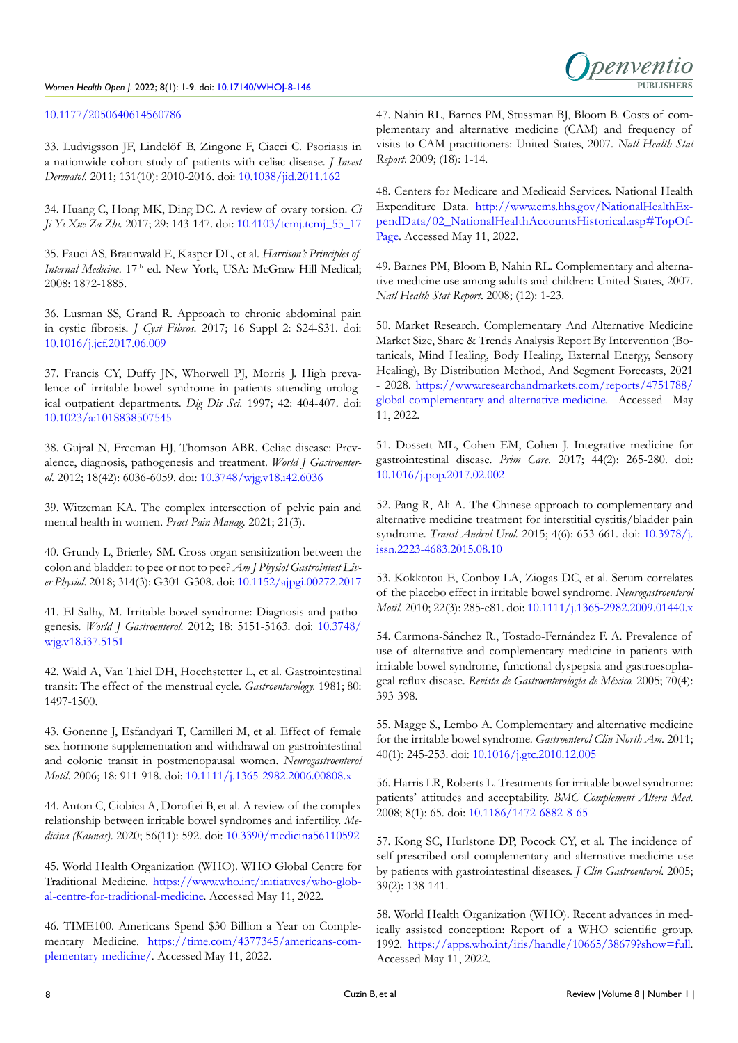10.1177/2050640614560786

33. Ludvigsson JF, Lindelöf B, Zingone F, Ciacci C. Psoriasis in a nationwide cohort study of patients with celiac disease. *J Invest Dermatol*. 2011; 131(10): 2010-2016. doi: 10.1038/jid.2011.162

34. Huang C, Hong MK, Ding DC. A review of ovary torsion. *Ci Ji Yi Xue Za Zhi*. 2017; 29: 143-147. doi: 10.4103/tcmj.tcmj_55_17

35. Fauci AS, Braunwald E, Kasper DL, et al. *Harrison's Principles of Internal Medicine*. 17th ed. New York, USA: McGraw-Hill Medical; 2008: 1872-1885.

36. Lusman SS, Grand R. Approach to chronic abdominal pain in cystic fibrosis. *J Cyst Fibros*. 2017; 16 Suppl 2: S24-S31. doi: 10.1016/j.jcf.2017.06.009

37. Francis CY, Duffy JN, Whorwell PJ, Morris J. High prevalence of irritable bowel syndrome in patients attending urological outpatient departments. *Dig Dis Sci*. 1997; 42: 404-407. doi: 10.1023/a:1018838507545

38. Gujral N, Freeman HJ, Thomson ABR. Celiac disease: Prevalence, diagnosis, pathogenesis and treatment. *World J Gastroenterol*. 2012; 18(42): 6036-6059. doi: 10.3748/wjg.v18.i42.6036

39. Witzeman KA. The complex intersection of pelvic pain and mental health in women. *Pract Pain Manag*. 2021; 21(3).

40. Grundy L, Brierley SM. Cross-organ sensitization between the colon and bladder: to pee or not to pee? *Am J Physiol Gastrointest Liver Physiol*. 2018; 314(3): G301-G308. doi: 10.1152/ajpgi.00272.2017

41. El-Salhy, M. Irritable bowel syndrome: Diagnosis and pathogenesis. *World J Gastroenterol*. 2012; 18: 5151-5163. doi: 10.3748/wjg.v18.i37.5151

42. Wald A, Van Thiel DH, Hoechstetter L, et al. Gastrointestinal transit: The effect of the menstrual cycle. *Gastroenterology*. 1981; 80: 1497-1500.

43. Gonenne J, Esfandyari T, Camilleri M, et al. Effect of female sex hormone supplementation and withdrawal on gastrointestinal and colonic transit in postmenopausal women. *Neurogastroenterol Motil*. 2006; 18: 911-918. doi: 10.1111/j.1365-2982.2006.00808.x

44. Anton C, Ciobica A, Doroftei B, et al. A review of the complex relationship between irritable bowel syndromes and infertility. *Medicina (Kaunas)*. 2020; 56(11): 592. doi: 10.3390/medicina56110592

45. World Health Organization (WHO). WHO Global Centre for Traditional Medicine. https://www.who.int/initiatives/who-global-centre-for-traditional-medicine. Accessed May 11, 2022.

46. TIME100. Americans Spend $30 Billion a Year on Complementary Medicine. https://time.com/4377345/americans-complementary-medicine/. Accessed May 11, 2022.

47. Nahin RL, Barnes PM, Stussman BJ, Bloom B. Costs of complementary and alternative medicine (CAM) and frequency of visits to CAM practitioners: United States, 2007. *Natl Health Stat Report*. 2009; (18): 1-14.

48. Centers for Medicare and Medicaid Services. National Health Expenditure Data. http://www.cms.hhs.gov/NationalHealthExpendData/02_NationalHealthAccountsHistorical.asp#TopOfPage. Accessed May 11, 2022.

49. Barnes PM, Bloom B, Nahin RL. Complementary and alternative medicine use among adults and children: United States, 2007. *Natl Health Stat Report*. 2008; (12): 1-23.

50. Market Research. Complementary And Alternative Medicine Market Size, Share & Trends Analysis Report By Intervention (Botanicals, Mind Healing, Body Healing, External Energy, Sensory Healing), By Distribution Method, And Segment Forecasts, 2021 - 2028. https://www.researchandmarkets.com/reports/4751788/global-complementary-and-alternative-medicine. Accessed May 11, 2022.

51. Dossett ML, Cohen EM, Cohen J. Integrative medicine for gastrointestinal disease. *Prim Care*. 2017; 44(2): 265-280. doi: 10.1016/j.pop.2017.02.002

52. Pang R, Ali A. The Chinese approach to complementary and alternative medicine treatment for interstitial cystitis/bladder pain syndrome. *Transl Androl Urol*. 2015; 4(6): 653-661. doi: 10.3978/j.issn.2223-4683.2015.08.10

53. Kokkotou E, Conboy LA, Ziogas DC, et al. Serum correlates of the placebo effect in irritable bowel syndrome. *Neurogastroenterol Motil*. 2010; 22(3): 285-e81. doi: 10.1111/j.1365-2982.2009.01440.x

54. Carmona-Sánchez R., Tostado-Fernández F. A. Prevalence of use of alternative and complementary medicine in patients with irritable bowel syndrome, functional dyspepsia and gastroesophageal reflux disease. *Revista de Gastroenterología de México*. 2005; 70(4): 393-398.

55. Magge S., Lembo A. Complementary and alternative medicine for the irritable bowel syndrome. *Gastroenterol Clin North Am*. 2011; 40(1): 245-253. doi: 10.1016/j.gtc.2010.12.005

56. Harris LR, Roberts L. Treatments for irritable bowel syndrome: patients' attitudes and acceptability. *BMC Complement Altern Med*. 2008; 8(1): 65. doi: 10.1186/1472-6882-8-65

57. Kong SC, Hurlstone DP, Pocock CY, et al. The incidence of self-prescribed oral complementary and alternative medicine use by patients with gastrointestinal diseases. *J Clin Gastroenterol*. 2005; 39(2): 138-141.

58. World Health Organization (WHO). Recent advances in medically assisted conception: Report of a WHO scientific group. 1992. https://apps.who.int/iris/handle/10665/38679?show=full. Accessed May 11, 2022.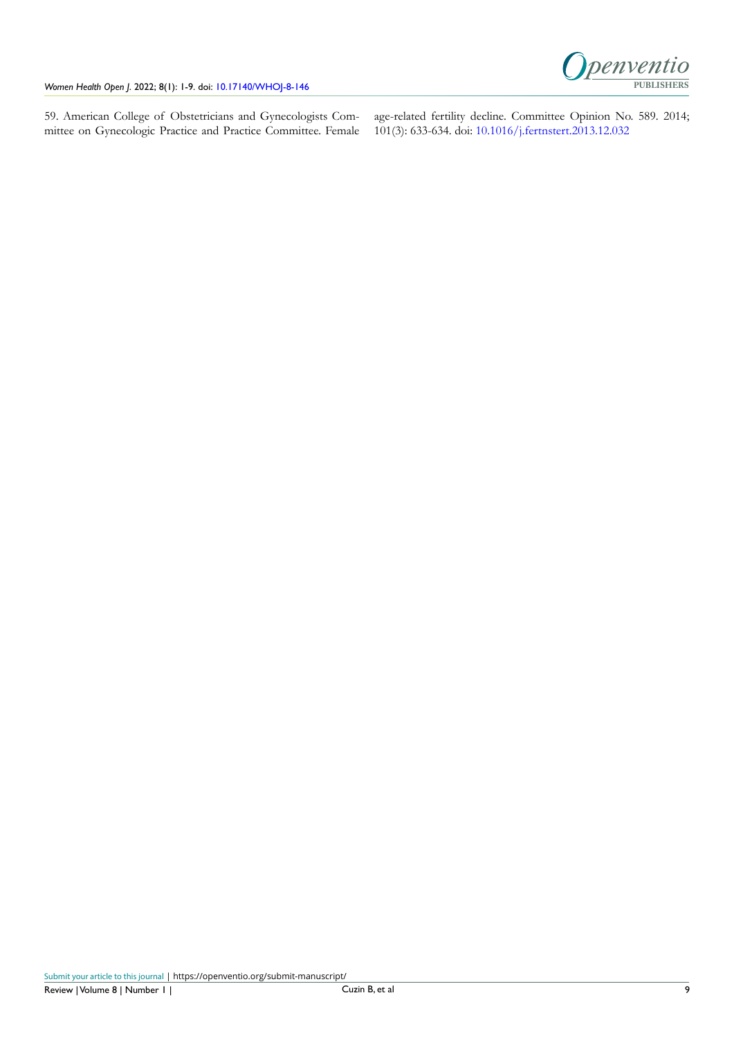59. American College of Obstetricians and Gynecologists Committee on Gynecologic Practice and Practice Committee. Female age-related fertility decline. Committee Opinion No. 589. 2014; 101(3): 633-634. doi: 10.1016/j.fertnstert.2013.12.032